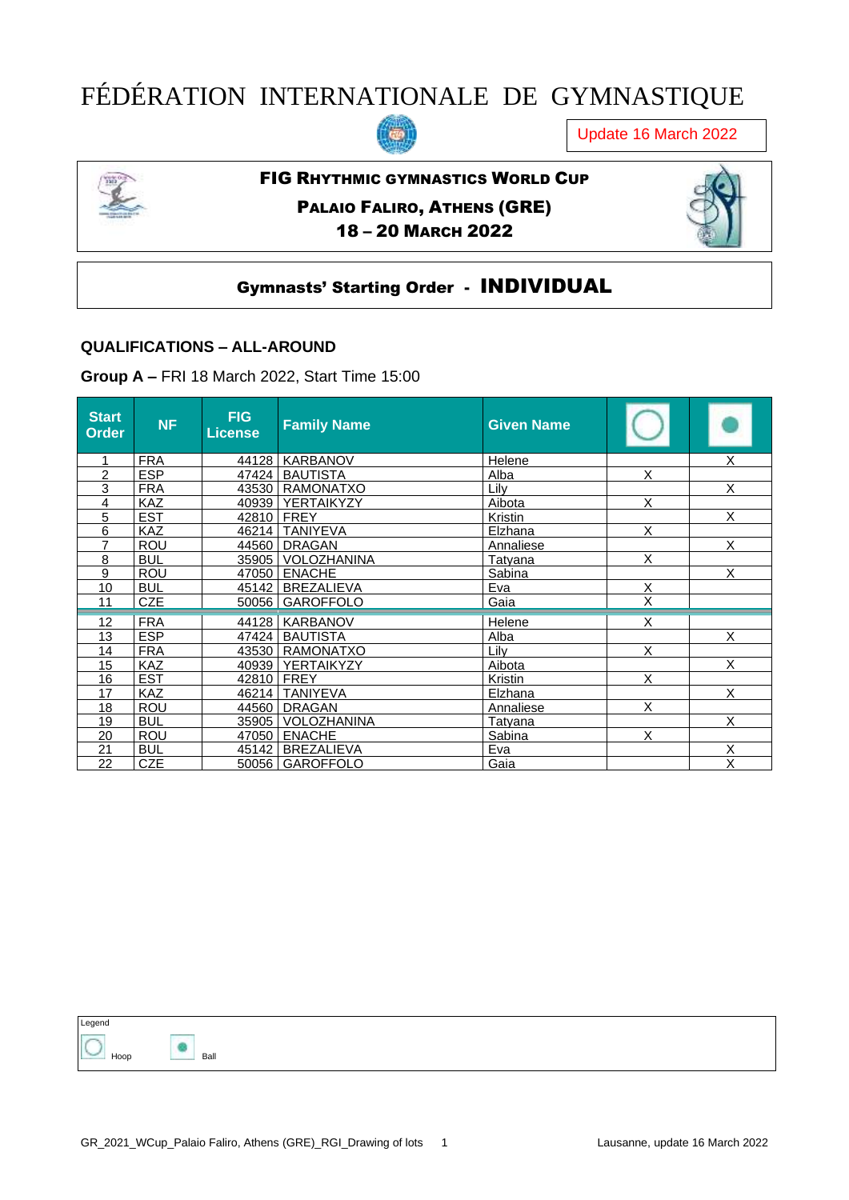# FÉDÉRATION INTERNATIONALE DE GYMNASTIQUE

Update 16 March 2022

## FIG RHYTHMIC GYMNASTICS WORLD CUP

### PALAIO FALIRO, ATHENS (GRE)

### 18 – 20 MARCH 2022

## Gymnasts' Starting Order - INDIVIDUAL

### QUALIFICATIONS – ALL-AROUND

**Group A –** FRI 18 March 2022, Start Time 15:00

| Start Order | NF | FIG License | Family Name | Given Name | Hoop | Ball |
|---|---|---|---|---|---|---|
| 1 | FRA | 44128 | KARBANOV | Helene | | X |
| 2 | ESP | 47424 | BAUTISTA | Alba | X | |
| 3 | FRA | 43530 | RAMONATXO | Lily | | X |
| 4 | KAZ | 40939 | YERTAIKYZY | Aibota | X | |
| 5 | EST | 42810 | FREY | Kristin | | X |
| 6 | KAZ | 46214 | TANIYEVA | Elzhana | X | |
| 7 | ROU | 44560 | DRAGAN | Annaliese | | X |
| 8 | BUL | 35905 | VOLOZHANINA | Tatyana | X | |
| 9 | ROU | 47050 | ENACHE | Sabina | | X |
| 10 | BUL | 45142 | BREZALIEVA | Eva | X | |
| 11 | CZE | 50056 | GAROFFOLO | Gaia | X | |
| 12 | FRA | 44128 | KARBANOV | Helene | X | |
| 13 | ESP | 47424 | BAUTISTA | Alba | | X |
| 14 | FRA | 43530 | RAMONATXO | Lily | X | |
| 15 | KAZ | 40939 | YERTAIKYZY | Aibota | | X |
| 16 | EST | 42810 | FREY | Kristin | X | |
| 17 | KAZ | 46214 | TANIYEVA | Elzhana | | X |
| 18 | ROU | 44560 | DRAGAN | Annaliese | X | |
| 19 | BUL | 35905 | VOLOZHANINA | Tatyana | | X |
| 20 | ROU | 47050 | ENACHE | Sabina | X | |
| 21 | BUL | 45142 | BREZALIEVA | Eva | | X |
| 22 | CZE | 50056 | GAROFFOLO | Gaia | | X |

Legend

Hoop    Ball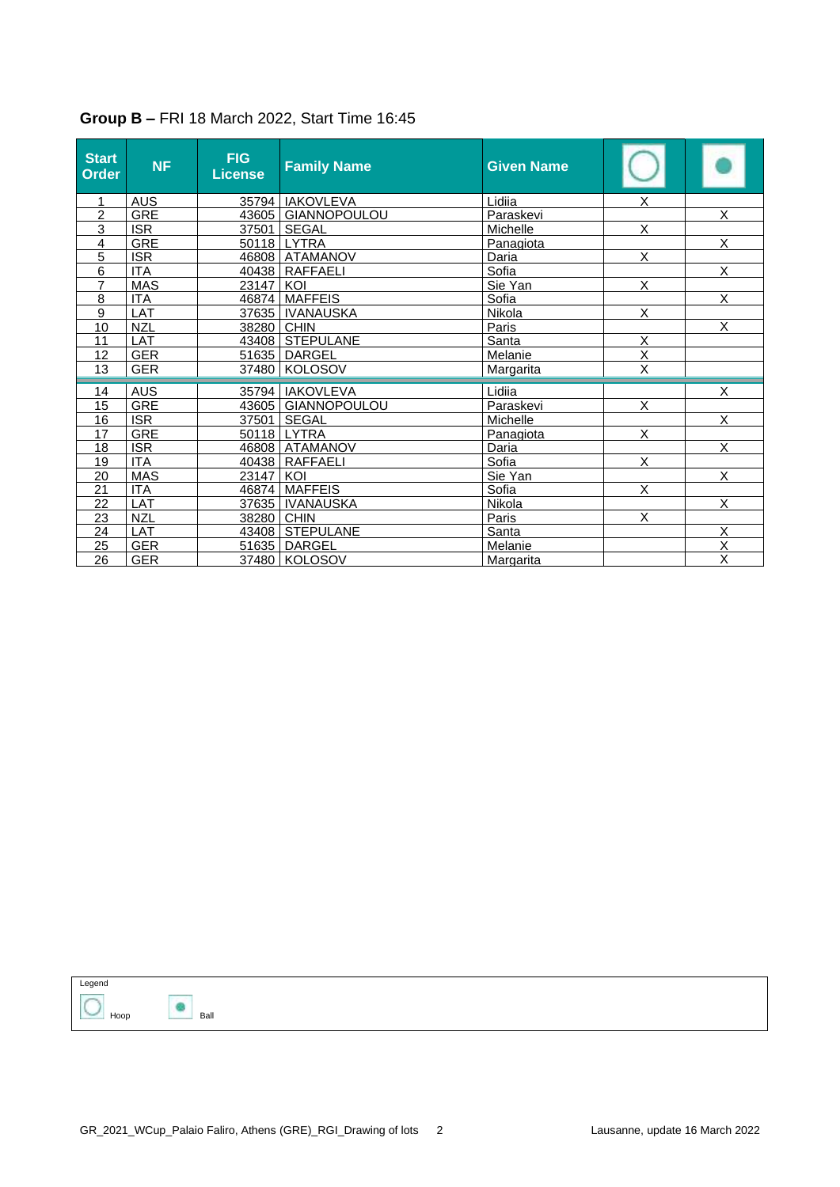**Group B –** FRI 18 March 2022, Start Time 16:45

| Start Order | NF | FIG License | Family Name | Given Name | Hoop | Ball |
|---|---|---|---|---|---|---|
| 1 | AUS | 35794 | IAKOVLEVA | Lidiia | X | |
| 2 | GRE | 43605 | GIANNOPOULOU | Paraskevi | | X |
| 3 | ISR | 37501 | SEGAL | Michelle | X | |
| 4 | GRE | 50118 | LYTRA | Panagiota | | X |
| 5 | ISR | 46808 | ATAMANOV | Daria | X | |
| 6 | ITA | 40438 | RAFFAELI | Sofia | | X |
| 7 | MAS | 23147 | KOI | Sie Yan | X | |
| 8 | ITA | 46874 | MAFFEIS | Sofia | | X |
| 9 | LAT | 37635 | IVANAUSKA | Nikola | X | |
| 10 | NZL | 38280 | CHIN | Paris | | X |
| 11 | LAT | 43408 | STEPULANE | Santa | X | |
| 12 | GER | 51635 | DARGEL | Melanie | X | |
| 13 | GER | 37480 | KOLOSOV | Margarita | X | |
| 14 | AUS | 35794 | IAKOVLEVA | Lidiia | | X |
| 15 | GRE | 43605 | GIANNOPOULOU | Paraskevi | X | |
| 16 | ISR | 37501 | SEGAL | Michelle | | X |
| 17 | GRE | 50118 | LYTRA | Panagiota | X | |
| 18 | ISR | 46808 | ATAMANOV | Daria | | X |
| 19 | ITA | 40438 | RAFFAELI | Sofia | X | |
| 20 | MAS | 23147 | KOI | Sie Yan | | X |
| 21 | ITA | 46874 | MAFFEIS | Sofia | X | |
| 22 | LAT | 37635 | IVANAUSKA | Nikola | | X |
| 23 | NZL | 38280 | CHIN | Paris | X | |
| 24 | LAT | 43408 | STEPULANE | Santa | | X |
| 25 | GER | 51635 | DARGEL | Melanie | | X |
| 26 | GER | 37480 | KOLOSOV | Margarita | | X |

Legend

Hoop Ball

GR_2021_WCup_Palaio Faliro, Athens (GRE)_RGI_Drawing of lots

Lausanne, update 16 March 2022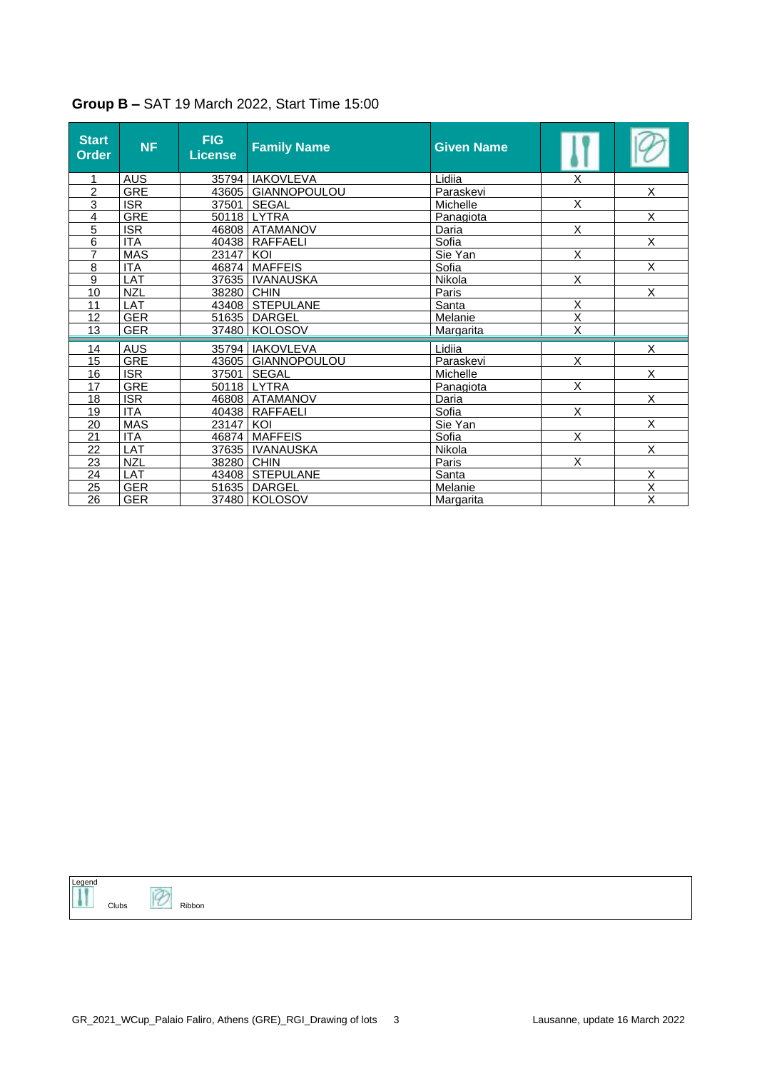## Group B – SAT 19 March 2022, Start Time 15:00

| Start Order | NF | FIG License | Family Name | Given Name | Clubs | Ribbon |
|---|---|---|---|---|---|---|
| 1 | AUS | 35794 | IAKOVLEVA | Lidiia | X | |
| 2 | GRE | 43605 | GIANNOPOULOU | Paraskevi | | X |
| 3 | ISR | 37501 | SEGAL | Michelle | X | |
| 4 | GRE | 50118 | LYTRA | Panagiota | | X |
| 5 | ISR | 46808 | ATAMANOV | Daria | X | |
| 6 | ITA | 40438 | RAFFAELI | Sofia | | X |
| 7 | MAS | 23147 | KOI | Sie Yan | X | |
| 8 | ITA | 46874 | MAFFEIS | Sofia | | X |
| 9 | LAT | 37635 | IVANAUSKA | Nikola | X | |
| 10 | NZL | 38280 | CHIN | Paris | | X |
| 11 | LAT | 43408 | STEPULANE | Santa | X | |
| 12 | GER | 51635 | DARGEL | Melanie | X | |
| 13 | GER | 37480 | KOLOSOV | Margarita | X | |
| 14 | AUS | 35794 | IAKOVLEVA | Lidiia | | X |
| 15 | GRE | 43605 | GIANNOPOULOU | Paraskevi | X | |
| 16 | ISR | 37501 | SEGAL | Michelle | | X |
| 17 | GRE | 50118 | LYTRA | Panagiota | X | |
| 18 | ISR | 46808 | ATAMANOV | Daria | | X |
| 19 | ITA | 40438 | RAFFAELI | Sofia | X | |
| 20 | MAS | 23147 | KOI | Sie Yan | | X |
| 21 | ITA | 46874 | MAFFEIS | Sofia | X | |
| 22 | LAT | 37635 | IVANAUSKA | Nikola | | X |
| 23 | NZL | 38280 | CHIN | Paris | X | |
| 24 | LAT | 43408 | STEPULANE | Santa | | X |
| 25 | GER | 51635 | DARGEL | Melanie | | X |
| 26 | GER | 37480 | KOLOSOV | Margarita | | X |

Legend: Clubs, Ribbon

GR_2021_WCup_Palaio Faliro, Athens (GRE)_RGI_Drawing of lots    Lausanne, update 16 March 2022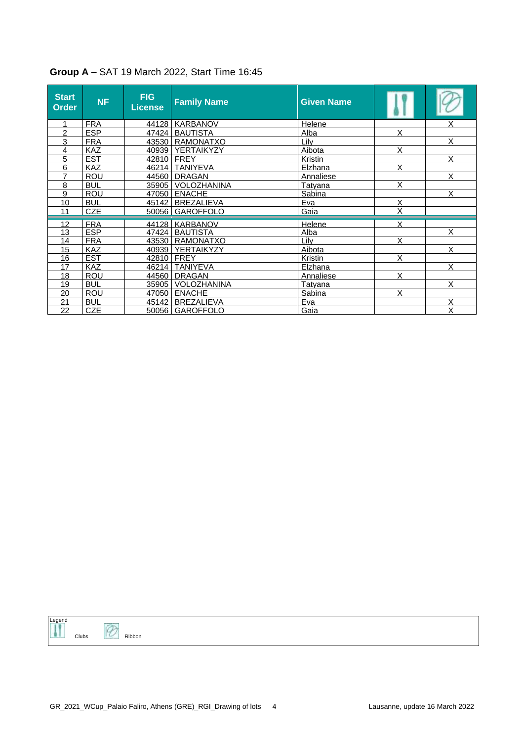**Group A –** SAT 19 March 2022, Start Time 16:45

| Start Order | NF | FIG License | Family Name | Given Name | Clubs | Ribbon |
|---|---|---|---|---|---|---|
| 1 | FRA | 44128 | KARBANOV | Helene | | X |
| 2 | ESP | 47424 | BAUTISTA | Alba | X | |
| 3 | FRA | 43530 | RAMONATXO | Lily | | X |
| 4 | KAZ | 40939 | YERTAIKYZY | Aibota | X | |
| 5 | EST | 42810 | FREY | Kristin | | X |
| 6 | KAZ | 46214 | TANIYEVA | Elzhana | X | |
| 7 | ROU | 44560 | DRAGAN | Annaliese | | X |
| 8 | BUL | 35905 | VOLOZHANINA | Tatyana | X | |
| 9 | ROU | 47050 | ENACHE | Sabina | | X |
| 10 | BUL | 45142 | BREZALIEVA | Eva | X | |
| 11 | CZE | 50056 | GAROFFOLO | Gaia | X | |
| 12 | FRA | 44128 | KARBANOV | Helene | X | |
| 13 | ESP | 47424 | BAUTISTA | Alba | | X |
| 14 | FRA | 43530 | RAMONATXO | Lily | X | |
| 15 | KAZ | 40939 | YERTAIKYZY | Aibota | | X |
| 16 | EST | 42810 | FREY | Kristin | X | |
| 17 | KAZ | 46214 | TANIYEVA | Elzhana | | X |
| 18 | ROU | 44560 | DRAGAN | Annaliese | X | |
| 19 | BUL | 35905 | VOLOZHANINA | Tatyana | | X |
| 20 | ROU | 47050 | ENACHE | Sabina | X | |
| 21 | BUL | 45142 | BREZALIEVA | Eva | | X |
| 22 | CZE | 50056 | GAROFFOLO | Gaia | | X |

Legend

Clubs

Ribbon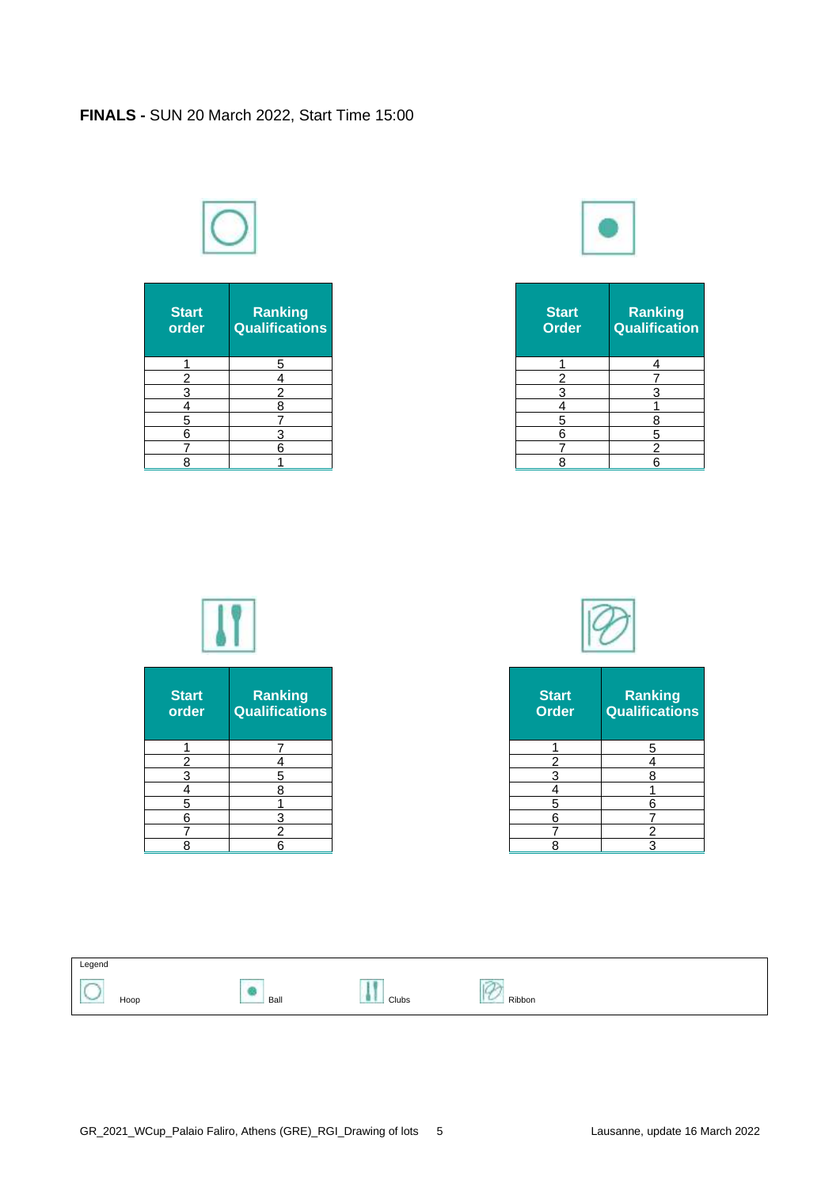**FINALS -** SUN 20 March 2022, Start Time 15:00

Hoop

| Start order | Ranking Qualifications |
|---|---|
| 1 | 5 |
| 2 | 4 |
| 3 | 2 |
| 4 | 8 |
| 5 | 7 |
| 6 | 3 |
| 7 | 6 |
| 8 | 1 |

Ball

| Start Order | Ranking Qualification |
|---|---|
| 1 | 4 |
| 2 | 7 |
| 3 | 3 |
| 4 | 1 |
| 5 | 8 |
| 6 | 5 |
| 7 | 2 |
| 8 | 6 |

Clubs

| Start order | Ranking Qualifications |
|---|---|
| 1 | 7 |
| 2 | 4 |
| 3 | 5 |
| 4 | 8 |
| 5 | 1 |
| 6 | 3 |
| 7 | 2 |
| 8 | 6 |

Ribbon

| Start Order | Ranking Qualifications |
|---|---|
| 1 | 5 |
| 2 | 4 |
| 3 | 8 |
| 4 | 1 |
| 5 | 6 |
| 6 | 7 |
| 7 | 2 |
| 8 | 3 |

Legend

Hoop Ball Clubs Ribbon

GR_2021_WCup_Palaio Faliro, Athens (GRE)_RGI_Drawing of lots

Lausanne, update 16 March 2022